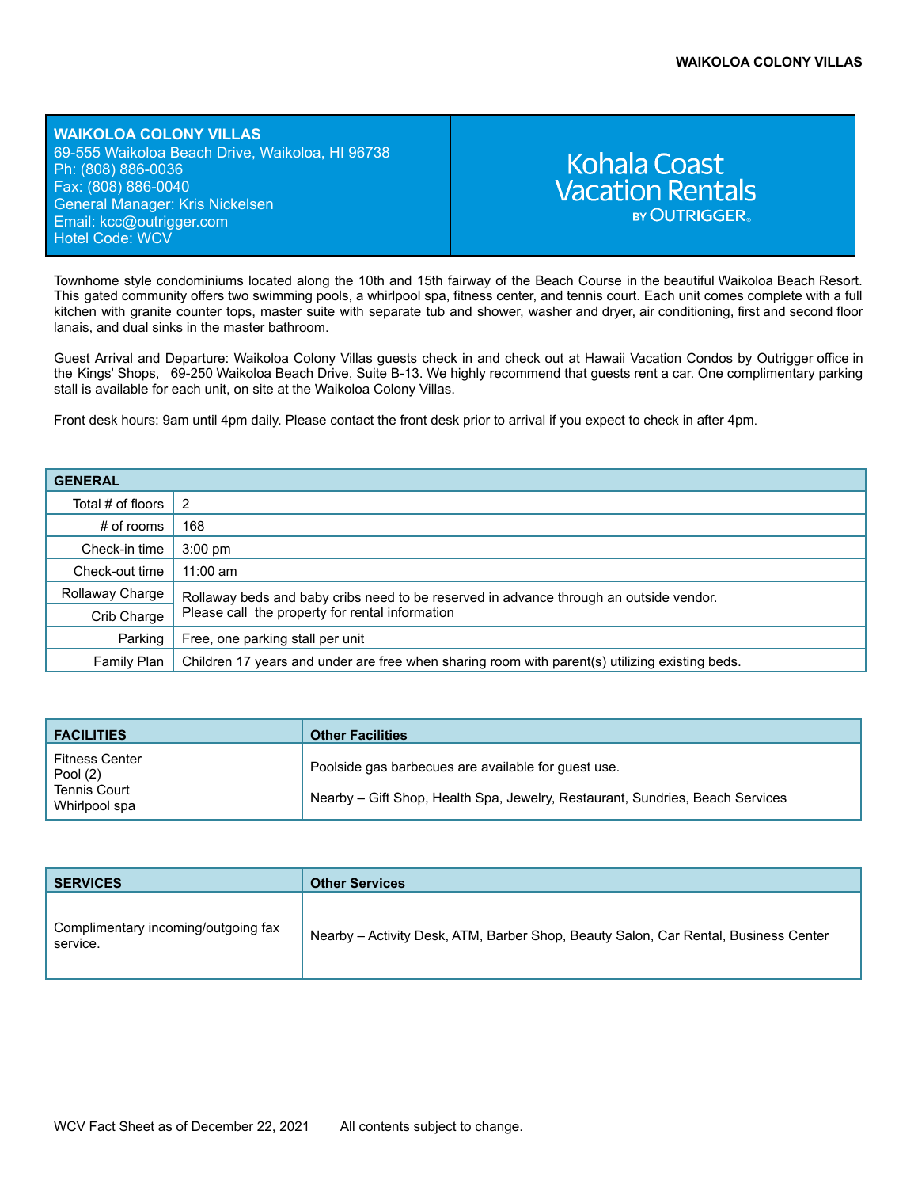**WAIKOLOA COLONY VILLAS**
69-555 Waikoloa Beach Drive, Waikoloa, HI 96738
Ph: (808) 886-0036
Fax: (808) 886-0040
General Manager: Kris Nickelsen
Email: kcc@outrigger.com
Hotel Code: WCV

Kohala Coast Vacation Rentals BY OUTRIGGER®

Townhome style condominiums located along the 10th and 15th fairway of the Beach Course in the beautiful Waikoloa Beach Resort. This gated community offers two swimming pools, a whirlpool spa, fitness center, and tennis court. Each unit comes complete with a full kitchen with granite counter tops, master suite with separate tub and shower, washer and dryer, air conditioning, first and second floor lanais, and dual sinks in the master bathroom.

Guest Arrival and Departure: Waikoloa Colony Villas guests check in and check out at Hawaii Vacation Condos by Outrigger office in the Kings' Shops, 69-250 Waikoloa Beach Drive, Suite B-13. We highly recommend that guests rent a car. One complimentary parking stall is available for each unit, on site at the Waikoloa Colony Villas.

Front desk hours: 9am until 4pm daily. Please contact the front desk prior to arrival if you expect to check in after 4pm.

| GENERAL | |
|---|---|
| Total # of floors | 2 |
| # of rooms | 168 |
| Check-in time | 3:00 pm |
| Check-out time | 11:00 am |
| Rollaway Charge | Rollaway beds and baby cribs need to be reserved in advance through an outside vendor. Please call the property for rental information |
| Crib Charge | |
| Parking | Free, one parking stall per unit |
| Family Plan | Children 17 years and under are free when sharing room with parent(s) utilizing existing beds. |

| FACILITIES | Other Facilities |
|---|---|
| Fitness Center<br>Pool (2)<br>Tennis Court<br>Whirlpool spa | Poolside gas barbecues are available for guest use.<br><br>Nearby – Gift Shop, Health Spa, Jewelry, Restaurant, Sundries, Beach Services |

| SERVICES | Other Services |
|---|---|
| Complimentary incoming/outgoing fax service. | Nearby – Activity Desk, ATM, Barber Shop, Beauty Salon, Car Rental, Business Center |

WCV Fact Sheet as of December 22, 2021 All contents subject to change.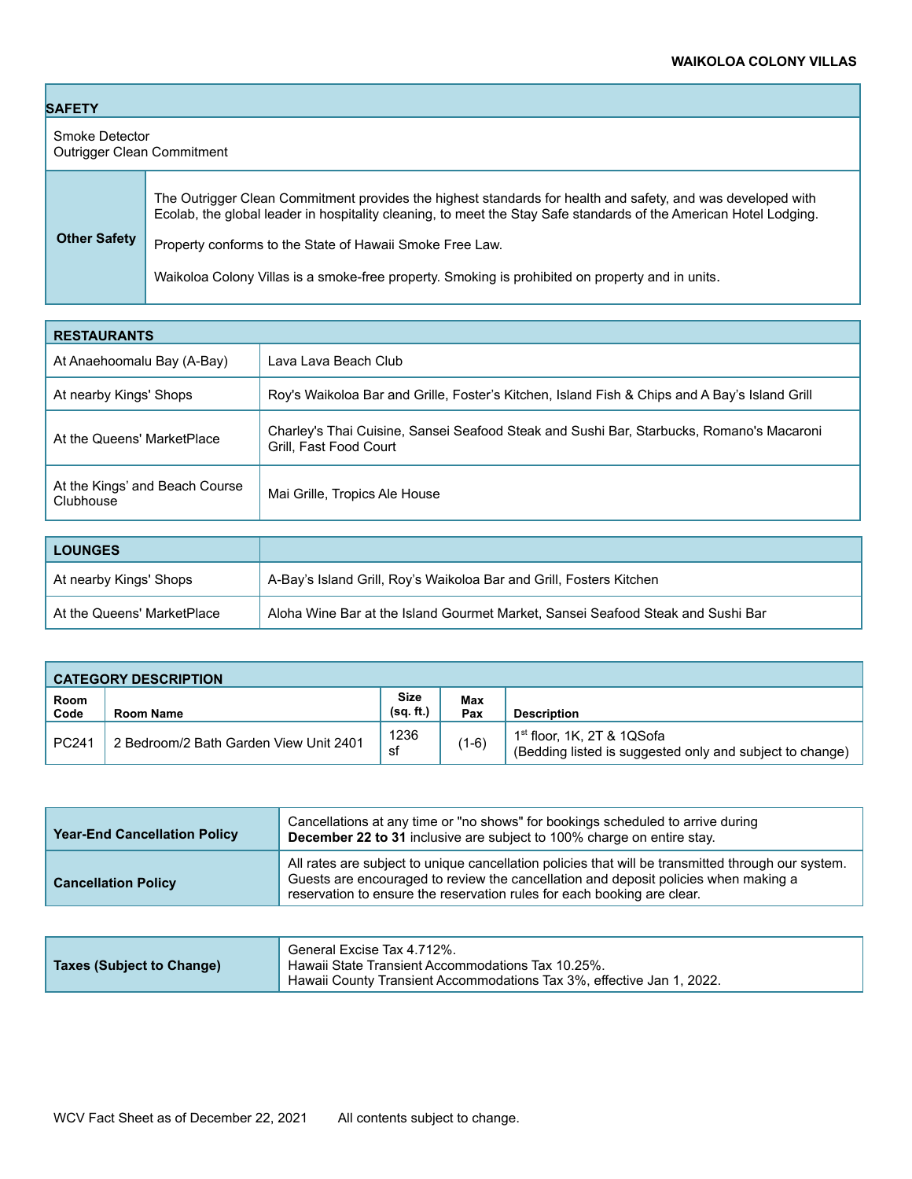## SAFETY

Smoke Detector
Outrigger Clean Commitment

| | |
|---|---|
| **Other Safety** | The Outrigger Clean Commitment provides the highest standards for health and safety, and was developed with Ecolab, the global leader in hospitality cleaning, to meet the Stay Safe standards of the American Hotel Lodging.<br><br>Property conforms to the State of Hawaii Smoke Free Law.<br><br>Waikoloa Colony Villas is a smoke-free property. Smoking is prohibited on property and in units. |

| RESTAURANTS | |
|---|---|
| At Anaehoomalu Bay (A-Bay) | Lava Lava Beach Club |
| At nearby Kings' Shops | Roy's Waikoloa Bar and Grille, Foster's Kitchen, Island Fish & Chips and A Bay's Island Grill |
| At the Queens' MarketPlace | Charley's Thai Cuisine, Sansei Seafood Steak and Sushi Bar, Starbucks, Romano's Macaroni Grill, Fast Food Court |
| At the Kings' and Beach Course Clubhouse | Mai Grille, Tropics Ale House |

| LOUNGES | |
|---|---|
| At nearby Kings' Shops | A-Bay's Island Grill, Roy's Waikoloa Bar and Grill, Fosters Kitchen |
| At the Queens' MarketPlace | Aloha Wine Bar at the Island Gourmet Market, Sansei Seafood Steak and Sushi Bar |

**CATEGORY DESCRIPTION**

| Room Code | Room Name | Size (sq. ft.) | Max Pax | Description |
|---|---|---|---|---|
| PC241 | 2 Bedroom/2 Bath Garden View Unit 2401 | 1236 sf | (1-6) | 1st floor, 1K, 2T & 1QSofa<br>(Bedding listed is suggested only and subject to change) |

| | |
|---|---|
| **Year-End Cancellation Policy** | Cancellations at any time or "no shows" for bookings scheduled to arrive during **December 22 to 31** inclusive are subject to 100% charge on entire stay. |
| **Cancellation Policy** | All rates are subject to unique cancellation policies that will be transmitted through our system. Guests are encouraged to review the cancellation and deposit policies when making a reservation to ensure the reservation rules for each booking are clear. |

| | |
|---|---|
| **Taxes (Subject to Change)** | General Excise Tax 4.712%.<br>Hawaii State Transient Accommodations Tax 10.25%.<br>Hawaii County Transient Accommodations Tax 3%, effective Jan 1, 2022. |

WCV Fact Sheet as of December 22, 2021 All contents subject to change.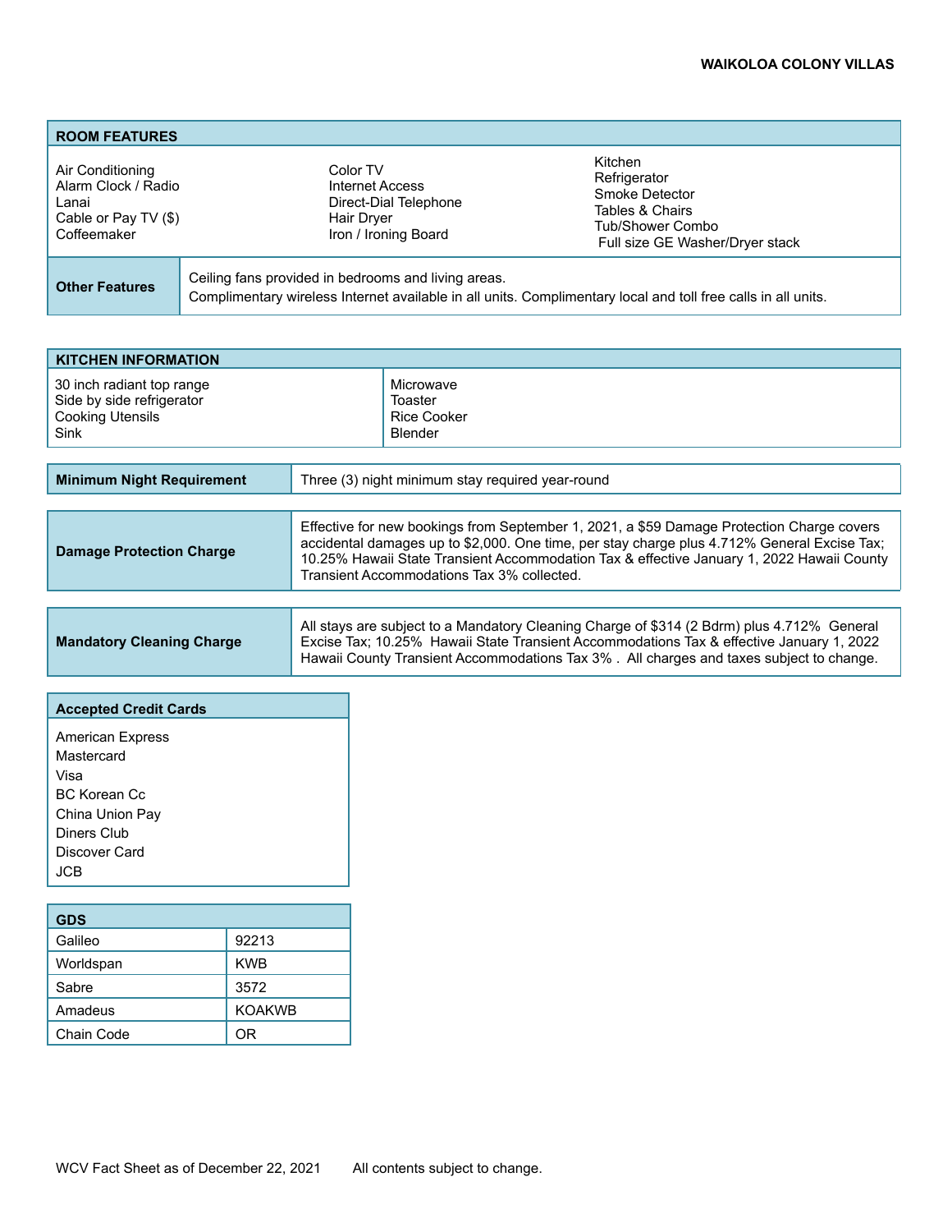## ROOM FEATURES

| | | |
|---|---|---|
| Air Conditioning<br>Alarm Clock / Radio<br>Lanai<br>Cable or Pay TV ($)<br>Coffeemaker | Color TV<br>Internet Access<br>Direct-Dial Telephone<br>Hair Dryer<br>Iron / Ironing Board | Kitchen<br>Refrigerator<br>Smoke Detector<br>Tables & Chairs<br>Tub/Shower Combo<br>Full size GE Washer/Dryer stack |

| **Other Features** | Ceiling fans provided in bedrooms and living areas.<br>Complimentary wireless Internet available in all units. Complimentary local and toll free calls in all units. |
|---|---|

## KITCHEN INFORMATION

| | |
|---|---|
| 30 inch radiant top range<br>Side by side refrigerator<br>Cooking Utensils<br>Sink | Microwave<br>Toaster<br>Rice Cooker<br>Blender |

| **Minimum Night Requirement** | Three (3) night minimum stay required year-round |
|---|---|

| **Damage Protection Charge** | Effective for new bookings from September 1, 2021, a $59 Damage Protection Charge covers accidental damages up to $2,000. One time, per stay charge plus 4.712% General Excise Tax; 10.25% Hawaii State Transient Accommodation Tax & effective January 1, 2022 Hawaii County Transient Accommodations Tax 3% collected. |
|---|---|

| **Mandatory Cleaning Charge** | All stays are subject to a Mandatory Cleaning Charge of $314 (2 Bdrm) plus 4.712% General Excise Tax; 10.25% Hawaii State Transient Accommodations Tax & effective January 1, 2022 Hawaii County Transient Accommodations Tax 3% . All charges and taxes subject to change. |
|---|---|

## Accepted Credit Cards

- American Express
- Mastercard
- Visa
- BC Korean Cc
- China Union Pay
- Diners Club
- Discover Card
- JCB

## GDS

| GDS | |
|---|---|
| Galileo | 92213 |
| Worldspan | KWB |
| Sabre | 3572 |
| Amadeus | KOAKWB |
| Chain Code | OR |

WCV Fact Sheet as of December 22, 2021 All contents subject to change.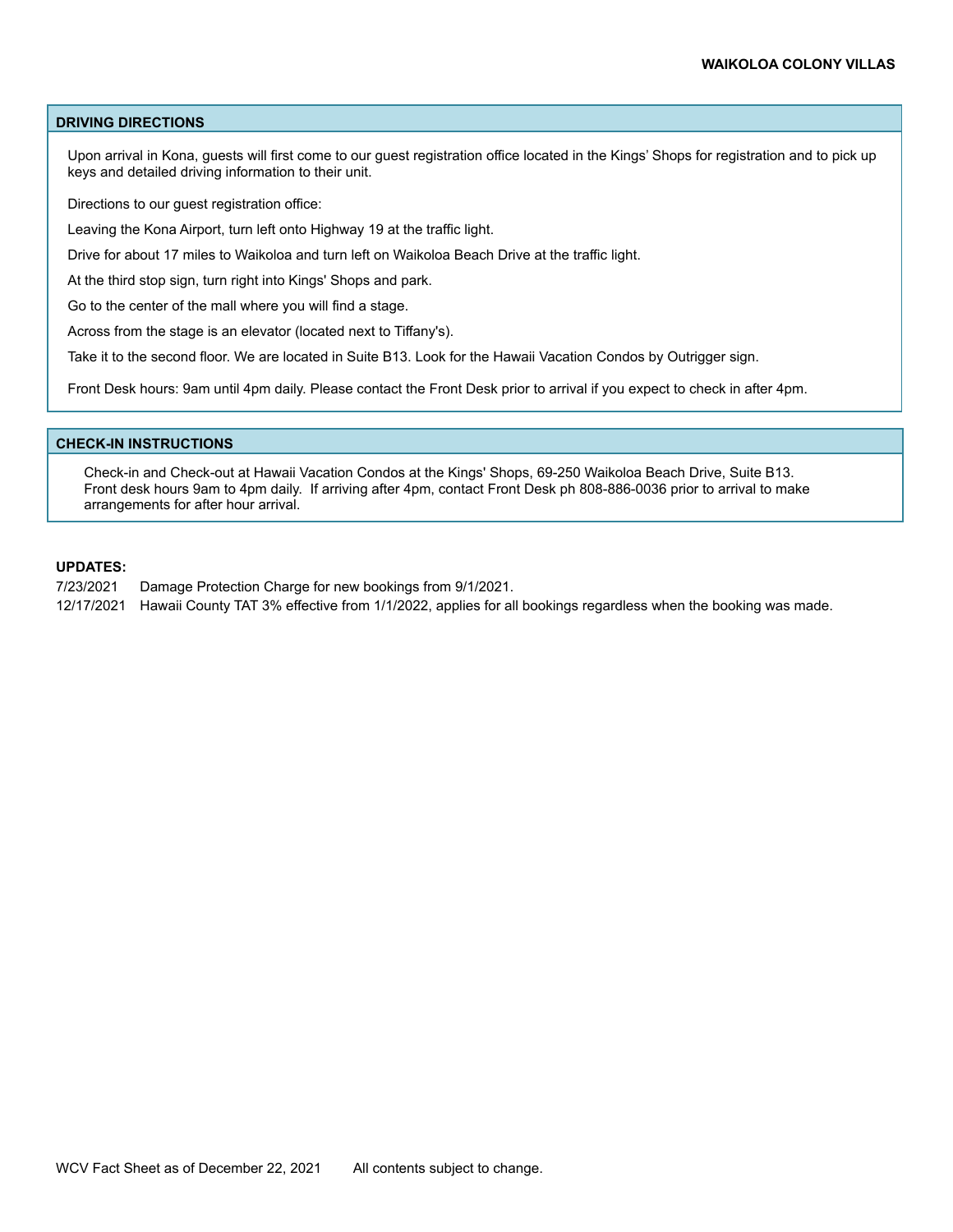## DRIVING DIRECTIONS

Upon arrival in Kona, guests will first come to our guest registration office located in the Kings' Shops for registration and to pick up keys and detailed driving information to their unit.

Directions to our guest registration office:

Leaving the Kona Airport, turn left onto Highway 19 at the traffic light.

Drive for about 17 miles to Waikoloa and turn left on Waikoloa Beach Drive at the traffic light.

At the third stop sign, turn right into Kings' Shops and park.

Go to the center of the mall where you will find a stage.

Across from the stage is an elevator (located next to Tiffany's).

Take it to the second floor. We are located in Suite B13. Look for the Hawaii Vacation Condos by Outrigger sign.

Front Desk hours: 9am until 4pm daily. Please contact the Front Desk prior to arrival if you expect to check in after 4pm.

## CHECK-IN INSTRUCTIONS

Check-in and Check-out at Hawaii Vacation Condos at the Kings' Shops, 69-250 Waikoloa Beach Drive, Suite B13. Front desk hours 9am to 4pm daily. If arriving after 4pm, contact Front Desk ph 808-886-0036 prior to arrival to make arrangements for after hour arrival.

**UPDATES:**

| | |
|---|---|
| 7/23/2021 | Damage Protection Charge for new bookings from 9/1/2021. |
| 12/17/2021 | Hawaii County TAT 3% effective from 1/1/2022, applies for all bookings regardless when the booking was made. |

WCV Fact Sheet as of December 22, 2021 All contents subject to change.